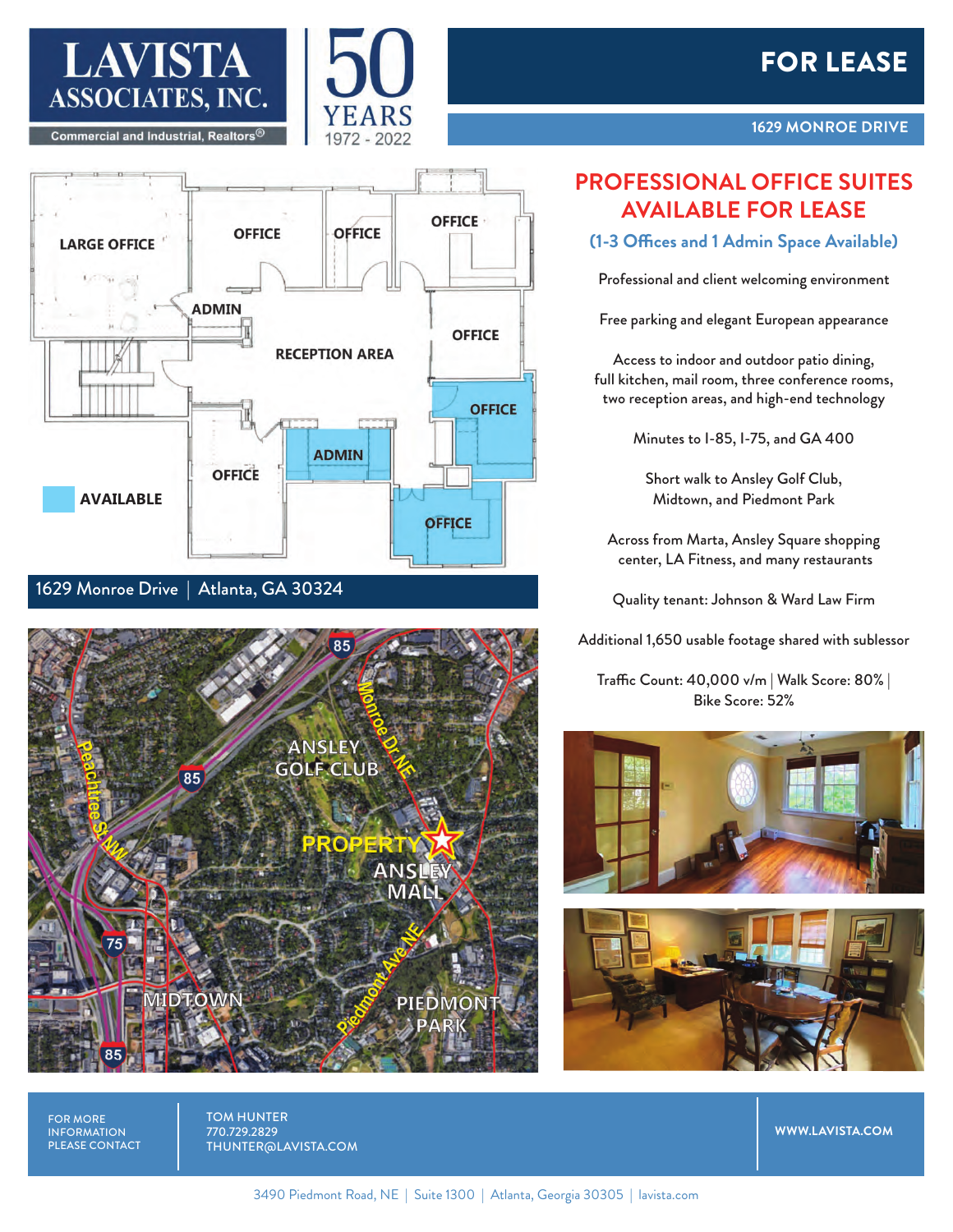# LAVISTA ASSOCIATES, INC.

Commercial and Industrial, Realtors®

50 YEARS 1972 - 2022

# FOR LEASE

**1629 MONROE DRIVE**

LARGE OFFICE | OFFICE | OFFICE | OFFICE | ADMIN | RECEPTION AREA | OFFICE | OFFICE | ADMIN | OFFICE | OFFICE

AVAILABLE

1629 Monroe Drive | Atlanta, GA 30324

85 | Monroe Dr NE | Peachtree St NW | ANSLEY GOLF CLUB | 85 | PROPERTY | ANSLEY MALL | 75 | Piedmont Ave NE | MIDTOWN | PIEDMONT PARK | 85

## PROFESSIONAL OFFICE SUITES AVAILABLE FOR LEASE

### (1-3 Offices and 1 Admin Space Available)

Professional and client welcoming environment

Free parking and elegant European appearance

Access to indoor and outdoor patio dining, full kitchen, mail room, three conference rooms, two reception areas, and high-end technology

Minutes to I-85, I-75, and GA 400

Short walk to Ansley Golf Club, Midtown, and Piedmont Park

Across from Marta, Ansley Square shopping center, LA Fitness, and many restaurants

Quality tenant: Johnson & Ward Law Firm

Additional 1,650 usable footage shared with sublessor

Traffic Count: 40,000 v/m | Walk Score: 80% | Bike Score: 52%

FOR MORE INFORMATION PLEASE CONTACT

TOM HUNTER
770.729.2829
THUNTER@LAVISTA.COM

WWW.LAVISTA.COM

3490 Piedmont Road, NE | Suite 1300 | Atlanta, Georgia 30305 | lavista.com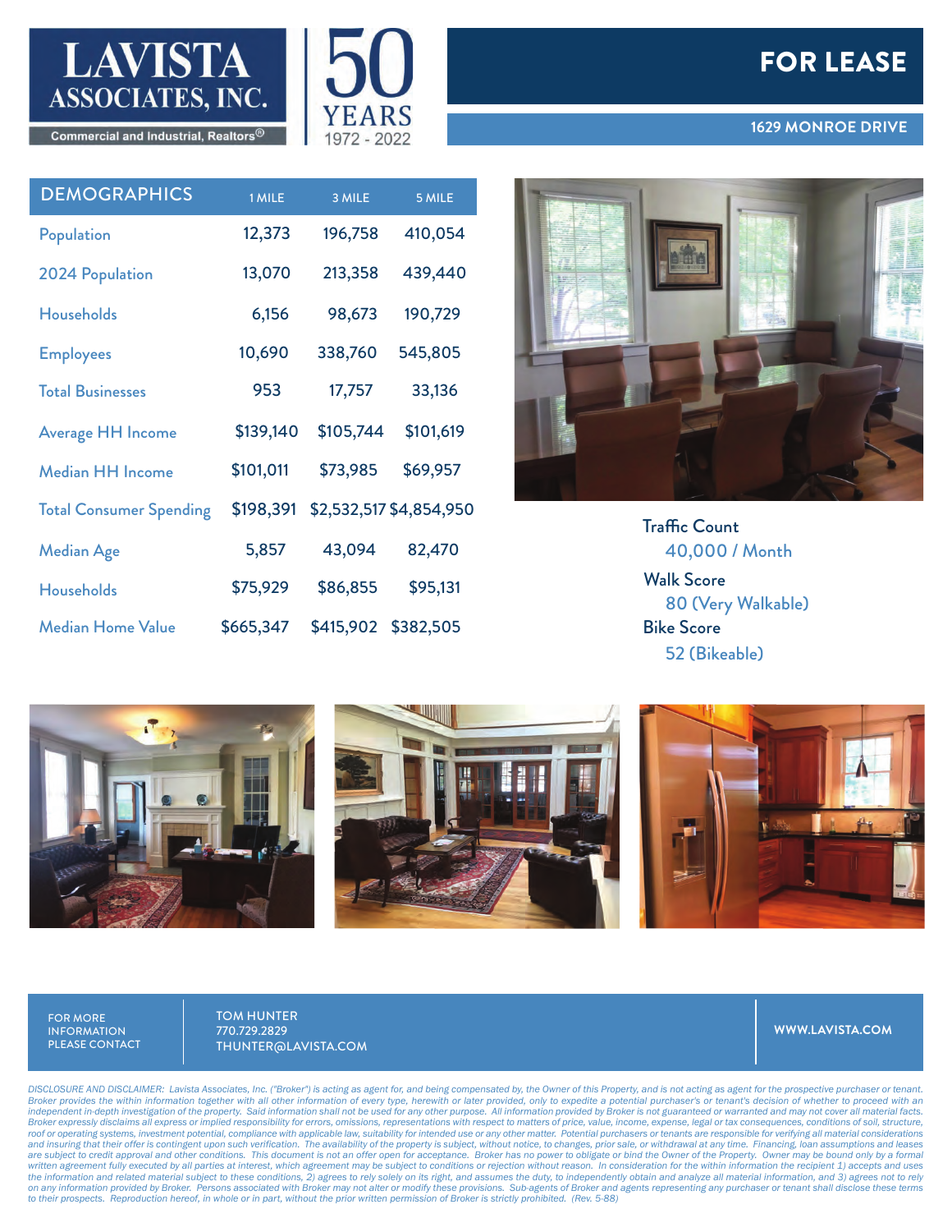# FOR LEASE

**1629 MONROE DRIVE**

| DEMOGRAPHICS | 1 MILE | 3 MILE | 5 MILE |
|---|---|---|---|
| Population | 12,373 | 196,758 | 410,054 |
| 2024 Population | 13,070 | 213,358 | 439,440 |
| Households | 6,156 | 98,673 | 190,729 |
| Employees | 10,690 | 338,760 | 545,805 |
| Total Businesses | 953 | 17,757 | 33,136 |
| Average HH Income | $139,140 | $105,744 | $101,619 |
| Median HH Income | $101,011 | $73,985 | $69,957 |
| Total Consumer Spending | $198,391 | $2,532,517 | $4,854,950 |
| Median Age | 5,857 | 43,094 | 82,470 |
| Households | $75,929 | $86,855 | $95,131 |
| Median Home Value | $665,347 | $415,902 | $382,505 |

**Traffic Count**
40,000 / Month

**Walk Score**
80 (Very Walkable)

**Bike Score**
52 (Bikeable)

FOR MORE INFORMATION PLEASE CONTACT

TOM HUNTER
770.729.2829
THUNTER@LAVISTA.COM

WWW.LAVISTA.COM

*DISCLOSURE AND DISCLAIMER: Lavista Associates, Inc. ("Broker") is acting as agent for, and being compensated by, the Owner of this Property, and is not acting as agent for the prospective purchaser or tenant. Broker provides the within information together with all other information of every type, herewith or later provided, only to expedite a potential purchaser's or tenant's decision of whether to proceed with an independent in-depth investigation of the property. Said information shall not be used for any other purpose. All information provided by Broker is not guaranteed or warranted and may not cover all material facts. Broker expressly disclaims all express or implied responsibility for errors, omissions, representations with respect to matters of price, value, income, expense, legal or tax consequences, conditions of soil, structure, roof or operating systems, investment potential, compliance with applicable law, suitability for intended use or any other matter. Potential purchasers or tenants are responsible for verifying all material considerations and insuring that their offer is contingent upon such verification. The availability of the property is subject, without notice, to changes, prior sale, or withdrawal at any time. Financing, loan assumptions and leases are subject to credit approval and other conditions. This document is not an offer open for acceptance. Broker has no power to obligate or bind the Owner of the Property. Owner may be bound only by a formal written agreement fully executed by all parties at interest, which agreement may be subject to conditions or rejection without reason. In consideration for the within information the recipient 1) accepts and uses the information and related material subject to these conditions, 2) agrees to rely solely on its right, and assumes the duty, to independently obtain and analyze all material information, and 3) agrees not to rely on any information provided by Broker. Persons associated with Broker may not alter or modify these provisions. Sub-agents of Broker and agents representing any purchaser or tenant shall disclose these terms to their prospects. Reproduction hereof, in whole or in part, without the prior written permission of Broker is strictly prohibited. (Rev. 5-88)*